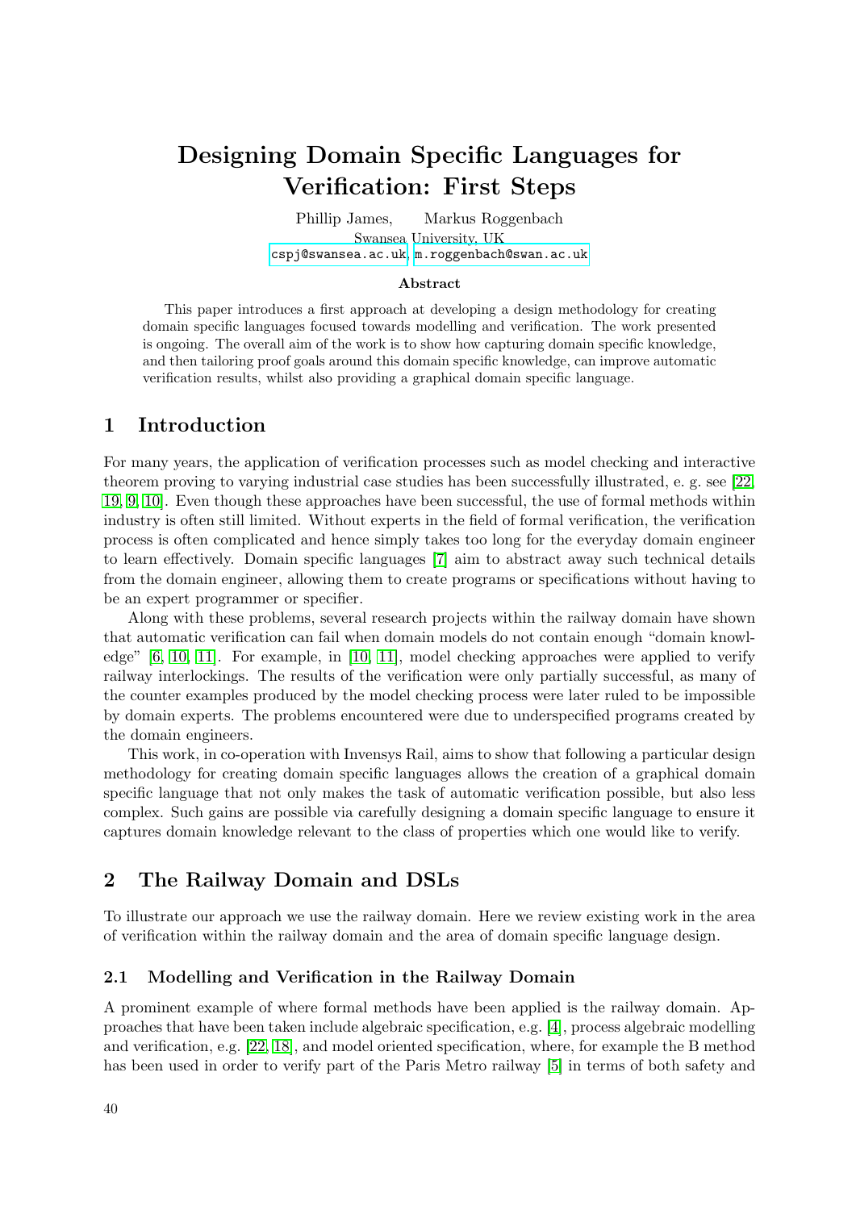# Designing Domain Specific Languages for Verification: First Steps

Phillip James, Markus Roggenbach
Swansea University, UK
cspj@swansea.ac.uk, m.roggenbach@swan.ac.uk

### Abstract

This paper introduces a first approach at developing a design methodology for creating domain specific languages focused towards modelling and verification. The work presented is ongoing. The overall aim of the work is to show how capturing domain specific knowledge, and then tailoring proof goals around this domain specific knowledge, can improve automatic verification results, whilst also providing a graphical domain specific language.

## 1 Introduction

For many years, the application of verification processes such as model checking and interactive theorem proving to varying industrial case studies has been successfully illustrated, e. g. see [22, 19, 9, 10]. Even though these approaches have been successful, the use of formal methods within industry is often still limited. Without experts in the field of formal verification, the verification process is often complicated and hence simply takes too long for the everyday domain engineer to learn effectively. Domain specific languages [7] aim to abstract away such technical details from the domain engineer, allowing them to create programs or specifications without having to be an expert programmer or specifier.

Along with these problems, several research projects within the railway domain have shown that automatic verification can fail when domain models do not contain enough "domain knowledge" [6, 10, 11]. For example, in [10, 11], model checking approaches were applied to verify railway interlockings. The results of the verification were only partially successful, as many of the counter examples produced by the model checking process were later ruled to be impossible by domain experts. The problems encountered were due to underspecified programs created by the domain engineers.

This work, in co-operation with Invensys Rail, aims to show that following a particular design methodology for creating domain specific languages allows the creation of a graphical domain specific language that not only makes the task of automatic verification possible, but also less complex. Such gains are possible via carefully designing a domain specific language to ensure it captures domain knowledge relevant to the class of properties which one would like to verify.

## 2 The Railway Domain and DSLs

To illustrate our approach we use the railway domain. Here we review existing work in the area of verification within the railway domain and the area of domain specific language design.

### 2.1 Modelling and Verification in the Railway Domain

A prominent example of where formal methods have been applied is the railway domain. Approaches that have been taken include algebraic specification, e.g. [4], process algebraic modelling and verification, e.g. [22, 18], and model oriented specification, where, for example the B method has been used in order to verify part of the Paris Metro railway [5] in terms of both safety and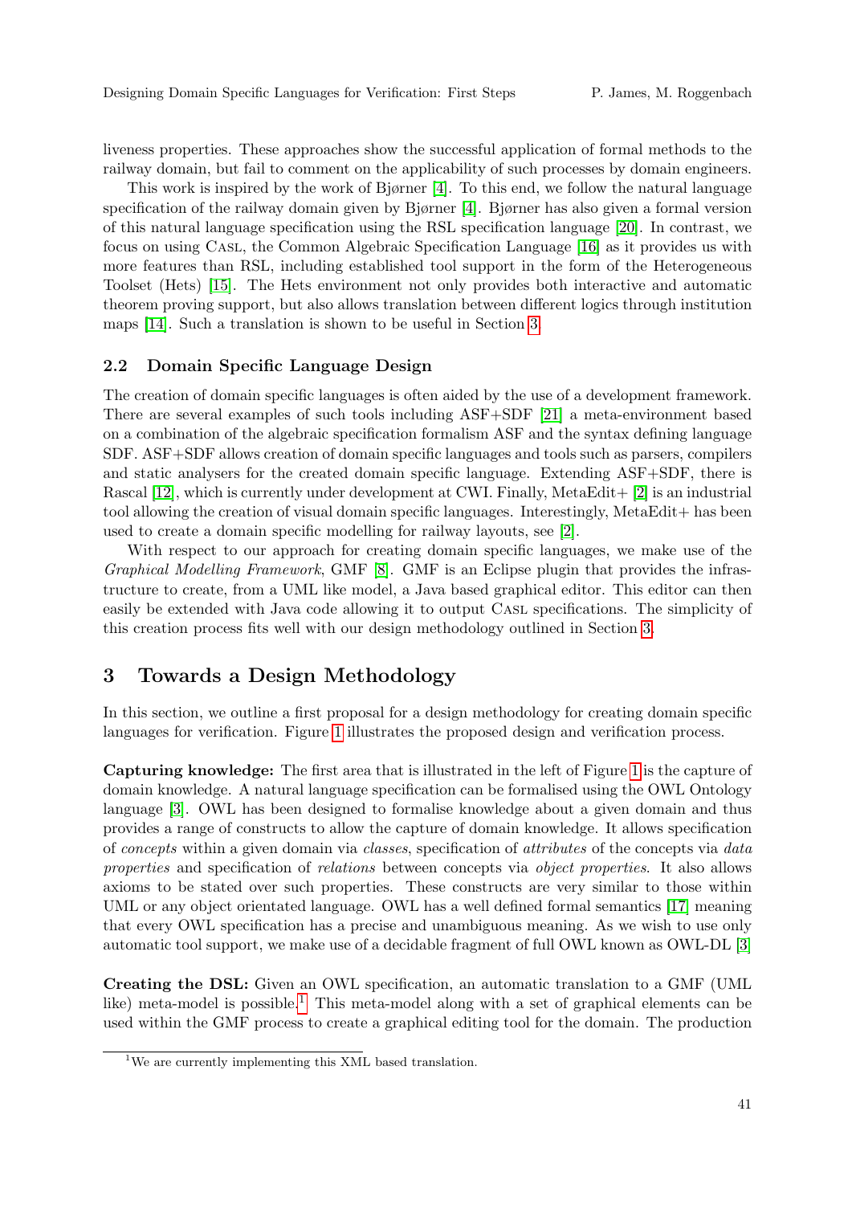liveness properties. These approaches show the successful application of formal methods to the railway domain, but fail to comment on the applicability of such processes by domain engineers.

This work is inspired by the work of Bjørner [4]. To this end, we follow the natural language specification of the railway domain given by Bjørner [4]. Bjørner has also given a formal version of this natural language specification using the RSL specification language [20]. In contrast, we focus on using Casl, the Common Algebraic Specification Language [16] as it provides us with more features than RSL, including established tool support in the form of the Heterogeneous Toolset (Hets) [15]. The Hets environment not only provides both interactive and automatic theorem proving support, but also allows translation between different logics through institution maps [14]. Such a translation is shown to be useful in Section 3.

### 2.2 Domain Specific Language Design

The creation of domain specific languages is often aided by the use of a development framework. There are several examples of such tools including ASF+SDF [21] a meta-environment based on a combination of the algebraic specification formalism ASF and the syntax defining language SDF. ASF+SDF allows creation of domain specific languages and tools such as parsers, compilers and static analysers for the created domain specific language. Extending ASF+SDF, there is Rascal [12], which is currently under development at CWI. Finally, MetaEdit+ [2] is an industrial tool allowing the creation of visual domain specific languages. Interestingly, MetaEdit+ has been used to create a domain specific modelling for railway layouts, see [2].

With respect to our approach for creating domain specific languages, we make use of the *Graphical Modelling Framework*, GMF [8]. GMF is an Eclipse plugin that provides the infrastructure to create, from a UML like model, a Java based graphical editor. This editor can then easily be extended with Java code allowing it to output Casl specifications. The simplicity of this creation process fits well with our design methodology outlined in Section 3.

## 3 Towards a Design Methodology

In this section, we outline a first proposal for a design methodology for creating domain specific languages for verification. Figure 1 illustrates the proposed design and verification process.

**Capturing knowledge:** The first area that is illustrated in the left of Figure 1 is the capture of domain knowledge. A natural language specification can be formalised using the OWL Ontology language [3]. OWL has been designed to formalise knowledge about a given domain and thus provides a range of constructs to allow the capture of domain knowledge. It allows specification of *concepts* within a given domain via *classes*, specification of *attributes* of the concepts via *data properties* and specification of *relations* between concepts via *object properties*. It also allows axioms to be stated over such properties. These constructs are very similar to those within UML or any object orientated language. OWL has a well defined formal semantics [17] meaning that every OWL specification has a precise and unambiguous meaning. As we wish to use only automatic tool support, we make use of a decidable fragment of full OWL known as OWL-DL [3].

**Creating the DSL:** Given an OWL specification, an automatic translation to a GMF (UML like) meta-model is possible.[1] This meta-model along with a set of graphical elements can be used within the GMF process to create a graphical editing tool for the domain. The production

[1] We are currently implementing this XML based translation.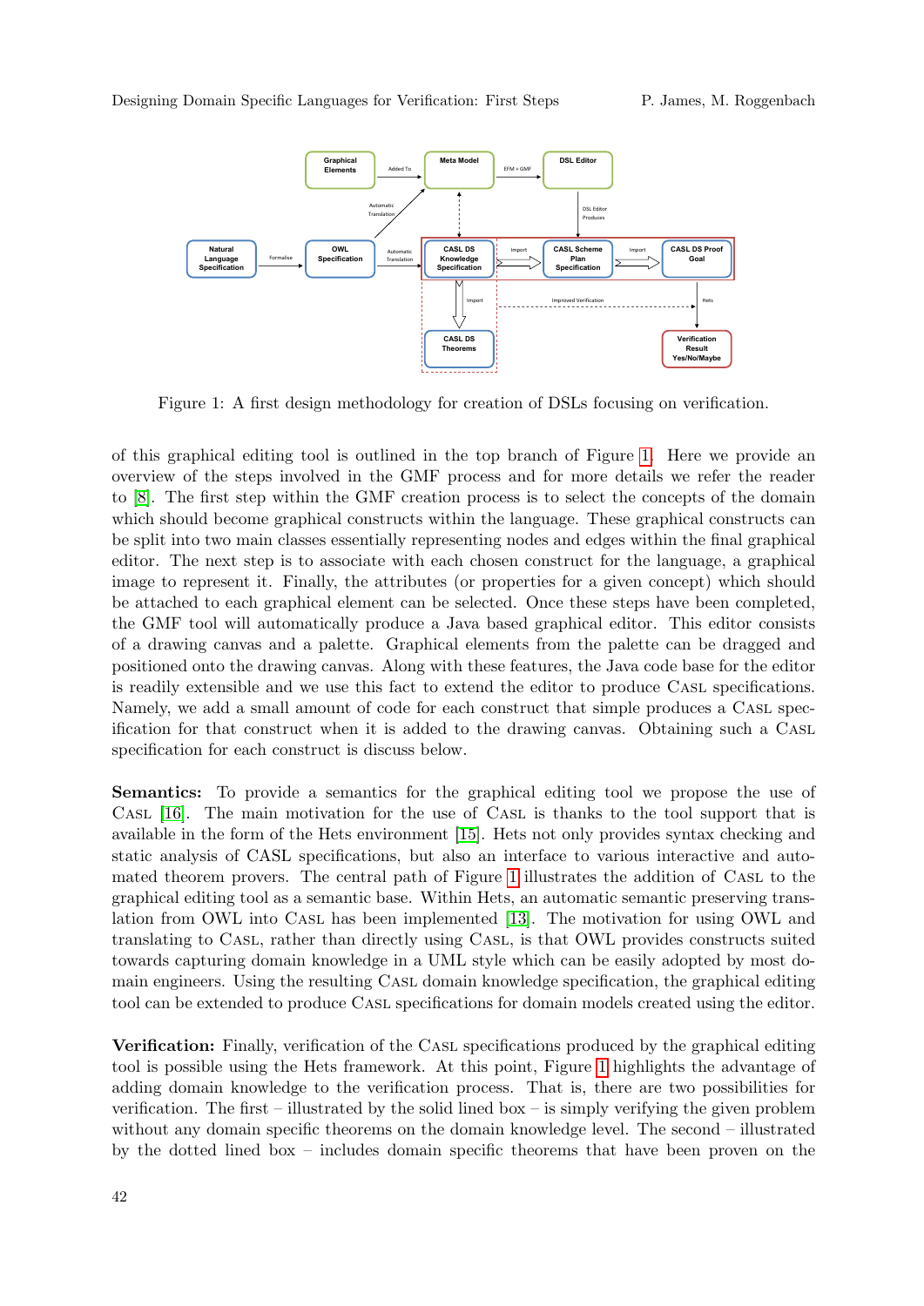Graphical Elements
Added To
Meta Model
EFM + GMF
DSL Editor
Automatic Translation
DSL Editor Produces
Natural Language Specification
Formalise
OWL Specification
Automatic Translation
CASL DS Knowledge Specification
Import
CASL Scheme Plan Specification
Import
CASL DS Proof Goal
Import
Improved Verification
Hets
CASL DS Theorems
Verification Result Yes/No/Maybe

Figure 1: A first design methodology for creation of DSLs focusing on verification.

of this graphical editing tool is outlined in the top branch of Figure 1. Here we provide an overview of the steps involved in the GMF process and for more details we refer the reader to [8]. The first step within the GMF creation process is to select the concepts of the domain which should become graphical constructs within the language. These graphical constructs can be split into two main classes essentially representing nodes and edges within the final graphical editor. The next step is to associate with each chosen construct for the language, a graphical image to represent it. Finally, the attributes (or properties for a given concept) which should be attached to each graphical element can be selected. Once these steps have been completed, the GMF tool will automatically produce a Java based graphical editor. This editor consists of a drawing canvas and a palette. Graphical elements from the palette can be dragged and positioned onto the drawing canvas. Along with these features, the Java code base for the editor is readily extensible and we use this fact to extend the editor to produce CASL specifications. Namely, we add a small amount of code for each construct that simple produces a CASL specification for that construct when it is added to the drawing canvas. Obtaining such a CASL specification for each construct is discuss below.

**Semantics:** To provide a semantics for the graphical editing tool we propose the use of CASL [16]. The main motivation for the use of CASL is thanks to the tool support that is available in the form of the Hets environment [15]. Hets not only provides syntax checking and static analysis of CASL specifications, but also an interface to various interactive and automated theorem provers. The central path of Figure 1 illustrates the addition of CASL to the graphical editing tool as a semantic base. Within Hets, an automatic semantic preserving translation from OWL into CASL has been implemented [13]. The motivation for using OWL and translating to CASL, rather than directly using CASL, is that OWL provides constructs suited towards capturing domain knowledge in a UML style which can be easily adopted by most domain engineers. Using the resulting CASL domain knowledge specification, the graphical editing tool can be extended to produce CASL specifications for domain models created using the editor.

**Verification:** Finally, verification of the CASL specifications produced by the graphical editing tool is possible using the Hets framework. At this point, Figure 1 highlights the advantage of adding domain knowledge to the verification process. That is, there are two possibilities for verification. The first – illustrated by the solid lined box – is simply verifying the given problem without any domain specific theorems on the domain knowledge level. The second – illustrated by the dotted lined box – includes domain specific theorems that have been proven on the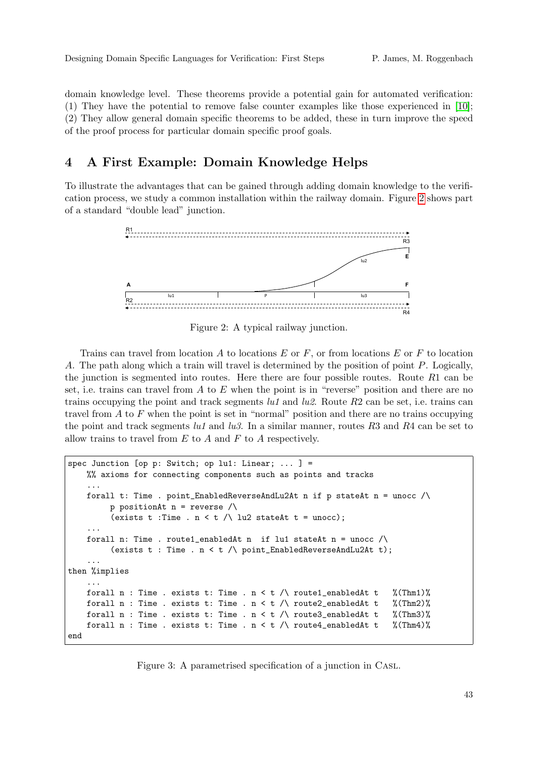domain knowledge level. These theorems provide a potential gain for automated verification: (1) They have the potential to remove false counter examples like those experienced in [10]; (2) They allow general domain specific theorems to be added, these in turn improve the speed of the proof process for particular domain specific proof goals.

## 4 A First Example: Domain Knowledge Helps

To illustrate the advantages that can be gained through adding domain knowledge to the verification process, we study a common installation within the railway domain. Figure 2 shows part of a standard "double lead" junction.

R1

R3

E

lu2

A

F

lu1

P

lu3

R2

R4

Figure 2: A typical railway junction.

Trains can travel from location $A$ to locations $E$ or $F$, or from locations $E$ or $F$ to location $A$. The path along which a train will travel is determined by the position of point $P$. Logically, the junction is segmented into routes. Here there are four possible routes. Route $R1$ can be set, i.e. trains can travel from $A$ to $E$ when the point is in "reverse" position and there are no trains occupying the point and track segments *lu1* and *lu2*. Route $R2$ can be set, i.e. trains can travel from $A$ to $F$ when the point is set in "normal" position and there are no trains occupying the point and track segments *lu1* and *lu3*. In a similar manner, routes $R3$ and $R4$ can be set to allow trains to travel from $E$ to $A$ and $F$ to $A$ respectively.

```
spec Junction [op p: Switch; op lu1: Linear; ... ] =
    %% axioms for connecting components such as points and tracks
    ...
    forall t: Time . point_EnabledReverseAndLu2At n if p stateAt n = unocc /\
         p positionAt n = reverse /\
         (exists t :Time . n < t /\ lu2 stateAt t = unocc);
    ...
    forall n: Time . route1_enabledAt n  if lu1 stateAt n = unocc /\
         (exists t : Time . n < t /\ point_EnabledReverseAndLu2At t);
    ...
then %implies
    ...
    forall n : Time . exists t: Time . n < t /\ route1_enabledAt t   %(Thm1)%
    forall n : Time . exists t: Time . n < t /\ route2_enabledAt t   %(Thm2)%
    forall n : Time . exists t: Time . n < t /\ route3_enabledAt t   %(Thm3)%
    forall n : Time . exists t: Time . n < t /\ route4_enabledAt t   %(Thm4)%
end
```

Figure 3: A parametrised specification of a junction in CASL.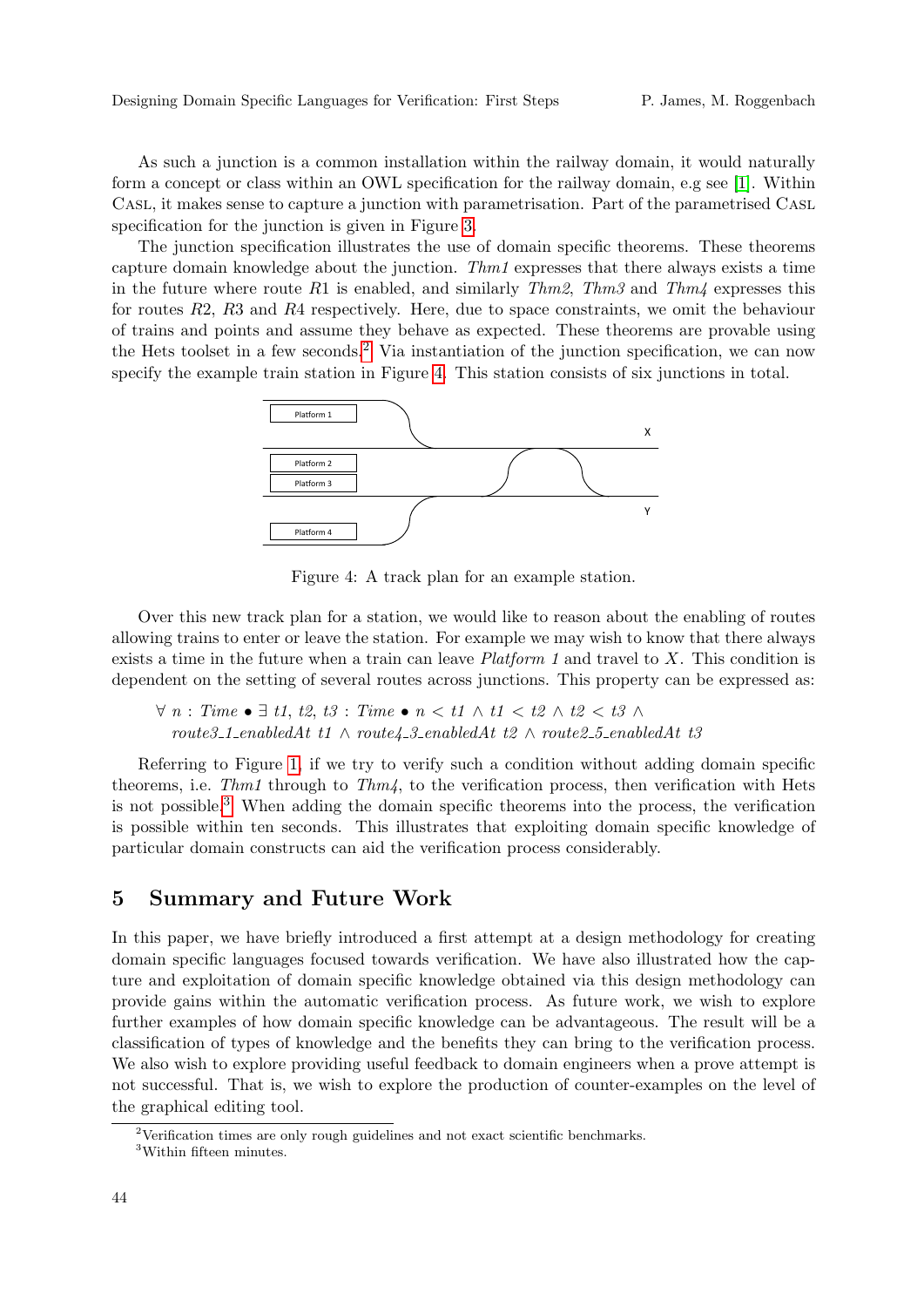As such a junction is a common installation within the railway domain, it would naturally form a concept or class within an OWL specification for the railway domain, e.g see [1]. Within CASL, it makes sense to capture a junction with parametrisation. Part of the parametrised CASL specification for the junction is given in Figure 3.

The junction specification illustrates the use of domain specific theorems. These theorems capture domain knowledge about the junction. *Thm1* expresses that there always exists a time in the future where route $R1$ is enabled, and similarly *Thm2*, *Thm3* and *Thm4* expresses this for routes $R2$, $R3$ and $R4$ respectively. Here, due to space constraints, we omit the behaviour of trains and points and assume they behave as expected. These theorems are provable using the Hets toolset in a few seconds.[2] Via instantiation of the junction specification, we can now specify the example train station in Figure 4. This station consists of six junctions in total.

Platform 1
Platform 2
Platform 3
Platform 4
X
Y

Figure 4: A track plan for an example station.

Over this new track plan for a station, we would like to reason about the enabling of routes allowing trains to enter or leave the station. For example we may wish to know that there always exists a time in the future when a train can leave *Platform 1* and travel to $X$. This condition is dependent on the setting of several routes across junctions. This property can be expressed as:

$$\forall\ n : \mathit{Time} \bullet \exists\ t1,\ t2,\ t3 : \mathit{Time} \bullet n < t1 \wedge t1 < t2 \wedge t2 < t3 \wedge$$
$$\mathit{route3\_1\_enabledAt}\ t1 \wedge \mathit{route4\_3\_enabledAt}\ t2 \wedge \mathit{route2\_5\_enabledAt}\ t3$$

Referring to Figure 1, if we try to verify such a condition without adding domain specific theorems, i.e. *Thm1* through to *Thm4*, to the verification process, then verification with Hets is not possible.[3] When adding the domain specific theorems into the process, the verification is possible within ten seconds. This illustrates that exploiting domain specific knowledge of particular domain constructs can aid the verification process considerably.

## 5 Summary and Future Work

In this paper, we have briefly introduced a first attempt at a design methodology for creating domain specific languages focused towards verification. We have also illustrated how the capture and exploitation of domain specific knowledge obtained via this design methodology can provide gains within the automatic verification process. As future work, we wish to explore further examples of how domain specific knowledge can be advantageous. The result will be a classification of types of knowledge and the benefits they can bring to the verification process. We also wish to explore providing useful feedback to domain engineers when a prove attempt is not successful. That is, we wish to explore the production of counter-examples on the level of the graphical editing tool.

---

[2] Verification times are only rough guidelines and not exact scientific benchmarks.

[3] Within fifteen minutes.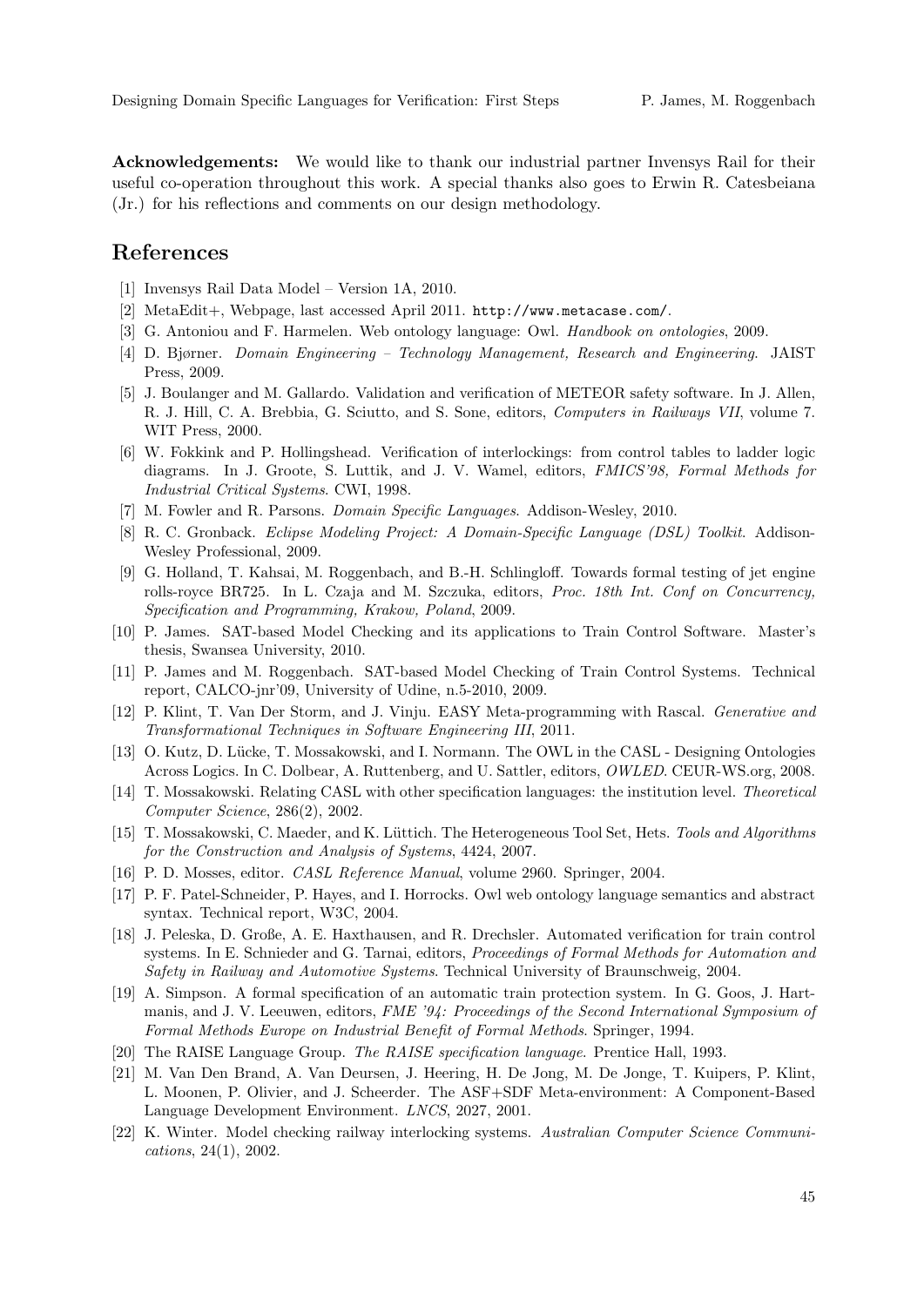**Acknowledgements:** We would like to thank our industrial partner Invensys Rail for their useful co-operation throughout this work. A special thanks also goes to Erwin R. Catesbeiana (Jr.) for his reflections and comments on our design methodology.

## References

[1] Invensys Rail Data Model – Version 1A, 2010.

[2] MetaEdit+, Webpage, last accessed April 2011. `http://www.metacase.com/`.

[3] G. Antoniou and F. Harmelen. Web ontology language: Owl. *Handbook on ontologies*, 2009.

[4] D. Bjørner. *Domain Engineering – Technology Management, Research and Engineering*. JAIST Press, 2009.

[5] J. Boulanger and M. Gallardo. Validation and verification of METEOR safety software. In J. Allen, R. J. Hill, C. A. Brebbia, G. Sciutto, and S. Sone, editors, *Computers in Railways VII*, volume 7. WIT Press, 2000.

[6] W. Fokkink and P. Hollingshead. Verification of interlockings: from control tables to ladder logic diagrams. In J. Groote, S. Luttik, and J. V. Wamel, editors, *FMICS'98, Formal Methods for Industrial Critical Systems*. CWI, 1998.

[7] M. Fowler and R. Parsons. *Domain Specific Languages*. Addison-Wesley, 2010.

[8] R. C. Gronback. *Eclipse Modeling Project: A Domain-Specific Language (DSL) Toolkit*. Addison-Wesley Professional, 2009.

[9] G. Holland, T. Kahsai, M. Roggenbach, and B.-H. Schlingloff. Towards formal testing of jet engine rolls-royce BR725. In L. Czaja and M. Szczuka, editors, *Proc. 18th Int. Conf on Concurrency, Specification and Programming, Krakow, Poland*, 2009.

[10] P. James. SAT-based Model Checking and its applications to Train Control Software. Master's thesis, Swansea University, 2010.

[11] P. James and M. Roggenbach. SAT-based Model Checking of Train Control Systems. Technical report, CALCO-jnr'09, University of Udine, n.5-2010, 2009.

[12] P. Klint, T. Van Der Storm, and J. Vinju. EASY Meta-programming with Rascal. *Generative and Transformational Techniques in Software Engineering III*, 2011.

[13] O. Kutz, D. Lücke, T. Mossakowski, and I. Normann. The OWL in the CASL - Designing Ontologies Across Logics. In C. Dolbear, A. Ruttenberg, and U. Sattler, editors, *OWLED*. CEUR-WS.org, 2008.

[14] T. Mossakowski. Relating CASL with other specification languages: the institution level. *Theoretical Computer Science*, 286(2), 2002.

[15] T. Mossakowski, C. Maeder, and K. Lüttich. The Heterogeneous Tool Set, Hets. *Tools and Algorithms for the Construction and Analysis of Systems*, 4424, 2007.

[16] P. D. Mosses, editor. *CASL Reference Manual*, volume 2960. Springer, 2004.

[17] P. F. Patel-Schneider, P. Hayes, and I. Horrocks. Owl web ontology language semantics and abstract syntax. Technical report, W3C, 2004.

[18] J. Peleska, D. Große, A. E. Haxthausen, and R. Drechsler. Automated verification for train control systems. In E. Schnieder and G. Tarnai, editors, *Proceedings of Formal Methods for Automation and Safety in Railway and Automotive Systems*. Technical University of Braunschweig, 2004.

[19] A. Simpson. A formal specification of an automatic train protection system. In G. Goos, J. Hartmanis, and J. V. Leeuwen, editors, *FME '94: Proceedings of the Second International Symposium of Formal Methods Europe on Industrial Benefit of Formal Methods*. Springer, 1994.

[20] The RAISE Language Group. *The RAISE specification language*. Prentice Hall, 1993.

[21] M. Van Den Brand, A. Van Deursen, J. Heering, H. De Jong, M. De Jonge, T. Kuipers, P. Klint, L. Moonen, P. Olivier, and J. Scheerder. The ASF+SDF Meta-environment: A Component-Based Language Development Environment. *LNCS*, 2027, 2001.

[22] K. Winter. Model checking railway interlocking systems. *Australian Computer Science Communications*, 24(1), 2002.